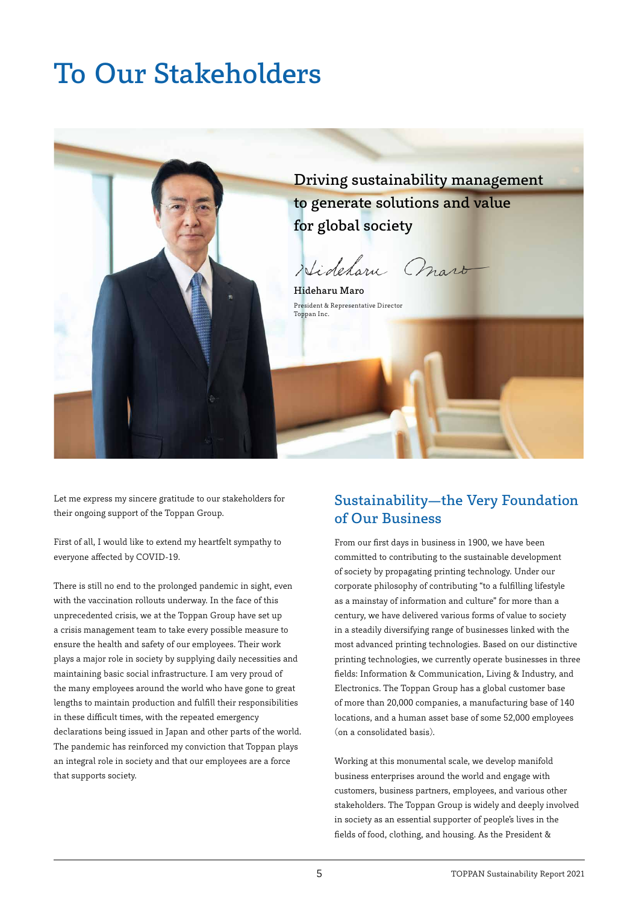# To Our Stakeholders

## Driving sustainability management to generate solutions and value for global society

Hideharu Maro

President & Representative Director
Toppan Inc.

Let me express my sincere gratitude to our stakeholders for their ongoing support of the Toppan Group.

First of all, I would like to extend my heartfelt sympathy to everyone affected by COVID-19.

There is still no end to the prolonged pandemic in sight, even with the vaccination rollouts underway. In the face of this unprecedented crisis, we at the Toppan Group have set up a crisis management team to take every possible measure to ensure the health and safety of our employees. Their work plays a major role in society by supplying daily necessities and maintaining basic social infrastructure. I am very proud of the many employees around the world who have gone to great lengths to maintain production and fulfill their responsibilities in these difficult times, with the repeated emergency declarations being issued in Japan and other parts of the world. The pandemic has reinforced my conviction that Toppan plays an integral role in society and that our employees are a force that supports society.

## Sustainability—the Very Foundation of Our Business

From our first days in business in 1900, we have been committed to contributing to the sustainable development of society by propagating printing technology. Under our corporate philosophy of contributing "to a fulfilling lifestyle as a mainstay of information and culture" for more than a century, we have delivered various forms of value to society in a steadily diversifying range of businesses linked with the most advanced printing technologies. Based on our distinctive printing technologies, we currently operate businesses in three fields: Information & Communication, Living & Industry, and Electronics. The Toppan Group has a global customer base of more than 20,000 companies, a manufacturing base of 140 locations, and a human asset base of some 52,000 employees (on a consolidated basis).

Working at this monumental scale, we develop manifold business enterprises around the world and engage with customers, business partners, employees, and various other stakeholders. The Toppan Group is widely and deeply involved in society as an essential supporter of people's lives in the fields of food, clothing, and housing. As the President &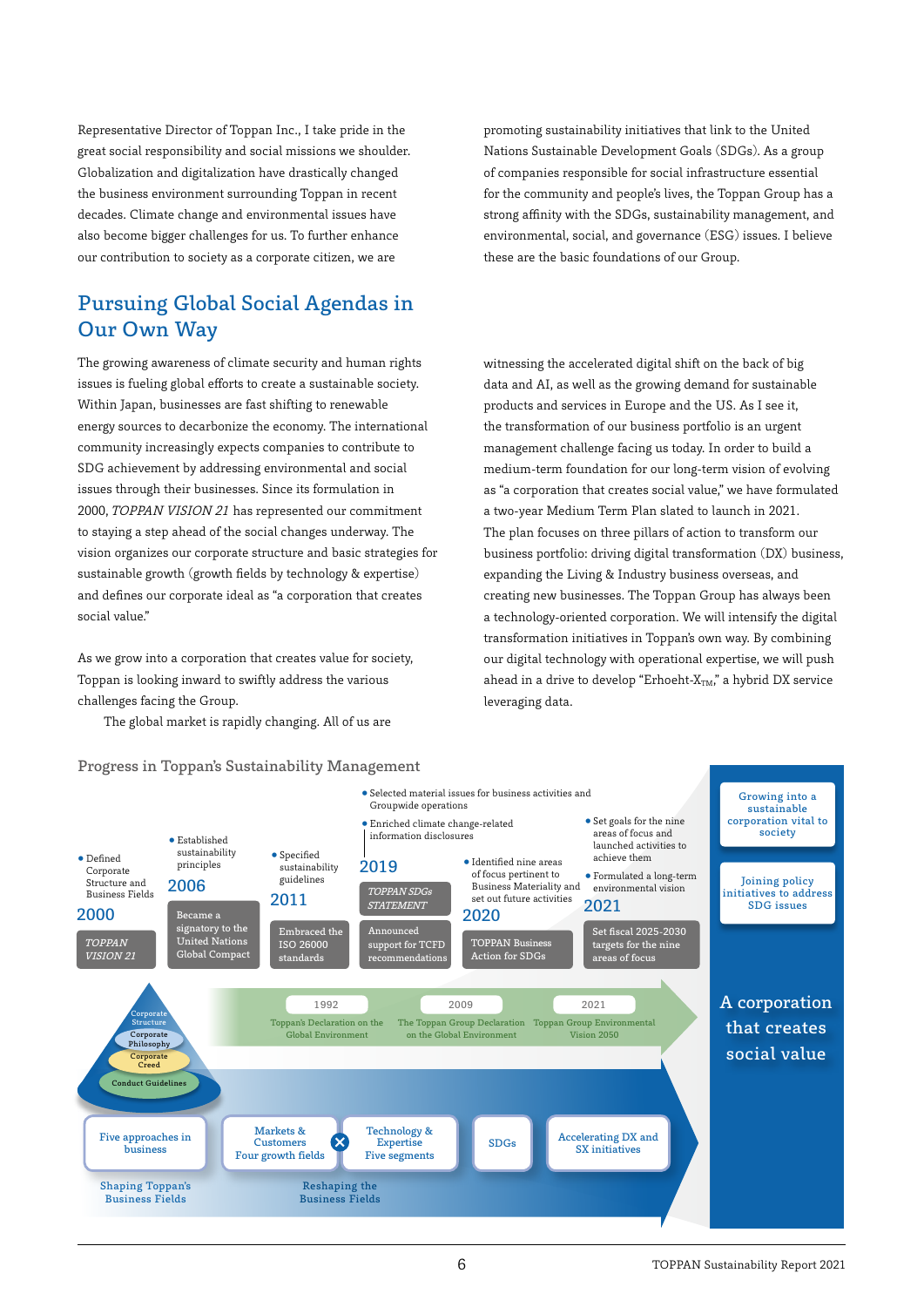Representative Director of Toppan Inc., I take pride in the great social responsibility and social missions we shoulder. Globalization and digitalization have drastically changed the business environment surrounding Toppan in recent decades. Climate change and environmental issues have also become bigger challenges for us. To further enhance our contribution to society as a corporate citizen, we are promoting sustainability initiatives that link to the United Nations Sustainable Development Goals (SDGs). As a group of companies responsible for social infrastructure essential for the community and people's lives, the Toppan Group has a strong affinity with the SDGs, sustainability management, and environmental, social, and governance (ESG) issues. I believe these are the basic foundations of our Group.

## Pursuing Global Social Agendas in Our Own Way

The growing awareness of climate security and human rights issues is fueling global efforts to create a sustainable society. Within Japan, businesses are fast shifting to renewable energy sources to decarbonize the economy. The international community increasingly expects companies to contribute to SDG achievement by addressing environmental and social issues through their businesses. Since its formulation in 2000, *TOPPAN VISION 21* has represented our commitment to staying a step ahead of the social changes underway. The vision organizes our corporate structure and basic strategies for sustainable growth (growth fields by technology & expertise) and defines our corporate ideal as "a corporation that creates social value."

As we grow into a corporation that creates value for society, Toppan is looking inward to swiftly address the various challenges facing the Group.

The global market is rapidly changing. All of us are witnessing the accelerated digital shift on the back of big data and AI, as well as the growing demand for sustainable products and services in Europe and the US. As I see it, the transformation of our business portfolio is an urgent management challenge facing us today. In order to build a medium-term foundation for our long-term vision of evolving as "a corporation that creates social value," we have formulated a two-year Medium Term Plan slated to launch in 2021. The plan focuses on three pillars of action to transform our business portfolio: driving digital transformation (DX) business, expanding the Living & Industry business overseas, and creating new businesses. The Toppan Group has always been a technology-oriented corporation. We will intensify the digital transformation initiatives in Toppan's own way. By combining our digital technology with operational expertise, we will push ahead in a drive to develop "Erhoeht-$X_{TM}$," a hybrid DX service leveraging data.

### Progress in Toppan's Sustainability Management

**2000**
- Defined Corporate Structure and Business Fields
- *TOPPAN VISION 21*

**2006**
- Established sustainability principles
- Became a signatory to the United Nations Global Compact

**2011**
- Specified sustainability guidelines
- Embraced the ISO 26000 standards

**2019**
- Selected material issues for business activities and Groupwide operations
- Enriched climate change-related information disclosures
- *TOPPAN SDGs STATEMENT*
- Announced support for TCFD recommendations

**2020**
- Identified nine areas of focus pertinent to Business Materiality and set out future activities
- TOPPAN Business Action for SDGs

**2021**
- Set goals for the nine areas of focus and launched activities to achieve them
- Formulated a long-term environmental vision
- Set fiscal 2025-2030 targets for the nine areas of focus

Environmental declarations:
- 1992: Toppan's Declaration on the Global Environment
- 2009: The Toppan Group Declaration on the Global Environment
- 2021: Toppan Group Environmental Vision 2050

Corporate Structure: Corporate Philosophy / Corporate Creed / Conduct Guidelines

Shaping Toppan's Business Fields: Five approaches in business

Reshaping the Business Fields: Markets & Customers (Four growth fields) × Technology & Expertise (Five segments)

SDGs

Accelerating DX and SX initiatives

- Growing into a sustainable corporation vital to society
- Joining policy initiatives to address SDG issues

**A corporation that creates social value**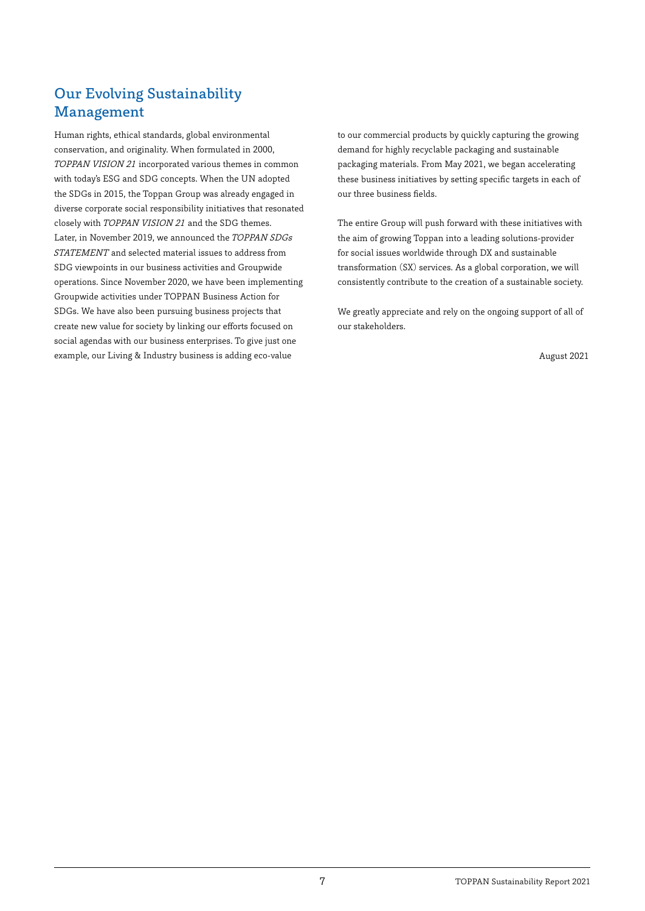## Our Evolving Sustainability Management

Human rights, ethical standards, global environmental conservation, and originality. When formulated in 2000, *TOPPAN VISION 21* incorporated various themes in common with today's ESG and SDG concepts. When the UN adopted the SDGs in 2015, the Toppan Group was already engaged in diverse corporate social responsibility initiatives that resonated closely with *TOPPAN VISION 21* and the SDG themes. Later, in November 2019, we announced the *TOPPAN SDGs STATEMENT* and selected material issues to address from SDG viewpoints in our business activities and Groupwide operations. Since November 2020, we have been implementing Groupwide activities under TOPPAN Business Action for SDGs. We have also been pursuing business projects that create new value for society by linking our efforts focused on social agendas with our business enterprises. To give just one example, our Living & Industry business is adding eco-value to our commercial products by quickly capturing the growing demand for highly recyclable packaging and sustainable packaging materials. From May 2021, we began accelerating these business initiatives by setting specific targets in each of our three business fields.

The entire Group will push forward with these initiatives with the aim of growing Toppan into a leading solutions-provider for social issues worldwide through DX and sustainable transformation (SX) services. As a global corporation, we will consistently contribute to the creation of a sustainable society.

We greatly appreciate and rely on the ongoing support of all of our stakeholders.

August 2021